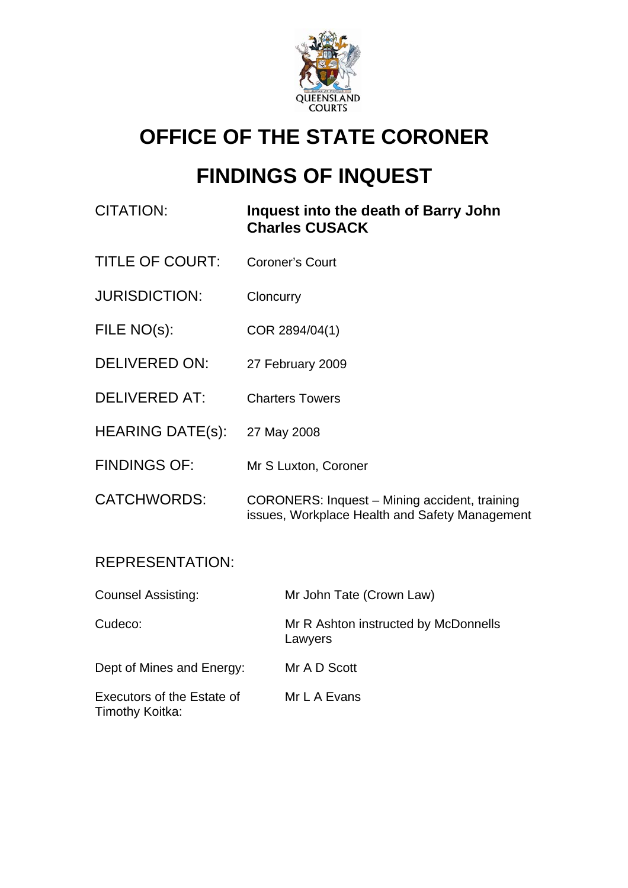QUEENSLAND COURTS

# OFFICE OF THE STATE CORONER

# FINDINGS OF INQUEST

| | |
|---|---|
| CITATION: | **Inquest into the death of Barry John Charles CUSACK** |
| TITLE OF COURT: | Coroner's Court |
| JURISDICTION: | Cloncurry |
| FILE NO(s): | COR 2894/04(1) |
| DELIVERED ON: | 27 February 2009 |
| DELIVERED AT: | Charters Towers |
| HEARING DATE(s): | 27 May 2008 |
| FINDINGS OF: | Mr S Luxton, Coroner |
| CATCHWORDS: | CORONERS: Inquest – Mining accident, training issues, Workplace Health and Safety Management |

REPRESENTATION:

| | |
|---|---|
| Counsel Assisting: | Mr John Tate (Crown Law) |
| Cudeco: | Mr R Ashton instructed by McDonnells Lawyers |
| Dept of Mines and Energy: | Mr A D Scott |
| Executors of the Estate of Timothy Koitka: | Mr L A Evans |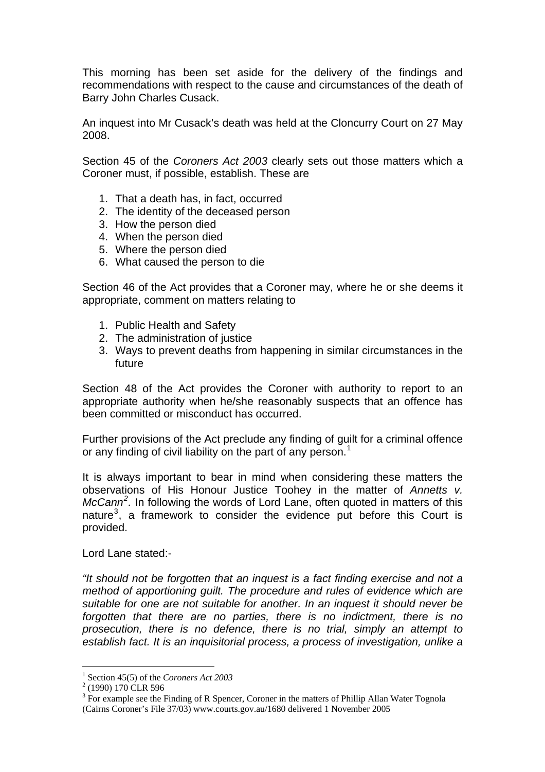This morning has been set aside for the delivery of the findings and recommendations with respect to the cause and circumstances of the death of Barry John Charles Cusack.

An inquest into Mr Cusack's death was held at the Cloncurry Court on 27 May 2008.

Section 45 of the *Coroners Act 2003* clearly sets out those matters which a Coroner must, if possible, establish. These are

1. That a death has, in fact, occurred
2. The identity of the deceased person
3. How the person died
4. When the person died
5. Where the person died
6. What caused the person to die

Section 46 of the Act provides that a Coroner may, where he or she deems it appropriate, comment on matters relating to

1. Public Health and Safety
2. The administration of justice
3. Ways to prevent deaths from happening in similar circumstances in the future

Section 48 of the Act provides the Coroner with authority to report to an appropriate authority when he/she reasonably suspects that an offence has been committed or misconduct has occurred.

Further provisions of the Act preclude any finding of guilt for a criminal offence or any finding of civil liability on the part of any person.[1]

It is always important to bear in mind when considering these matters the observations of His Honour Justice Toohey in the matter of *Annetts v. McCann*[2]. In following the words of Lord Lane, often quoted in matters of this nature[3], a framework to consider the evidence put before this Court is provided.

Lord Lane stated:-

*"It should not be forgotten that an inquest is a fact finding exercise and not a method of apportioning guilt. The procedure and rules of evidence which are suitable for one are not suitable for another. In an inquest it should never be forgotten that there are no parties, there is no indictment, there is no prosecution, there is no defence, there is no trial, simply an attempt to establish fact. It is an inquisitorial process, a process of investigation, unlike a*

---

[1] Section 45(5) of the *Coroners Act 2003*

[2] (1990) 170 CLR 596

[3] For example see the Finding of R Spencer, Coroner in the matters of Phillip Allan Water Tognola (Cairns Coroner's File 37/03) www.courts.gov.au/1680 delivered 1 November 2005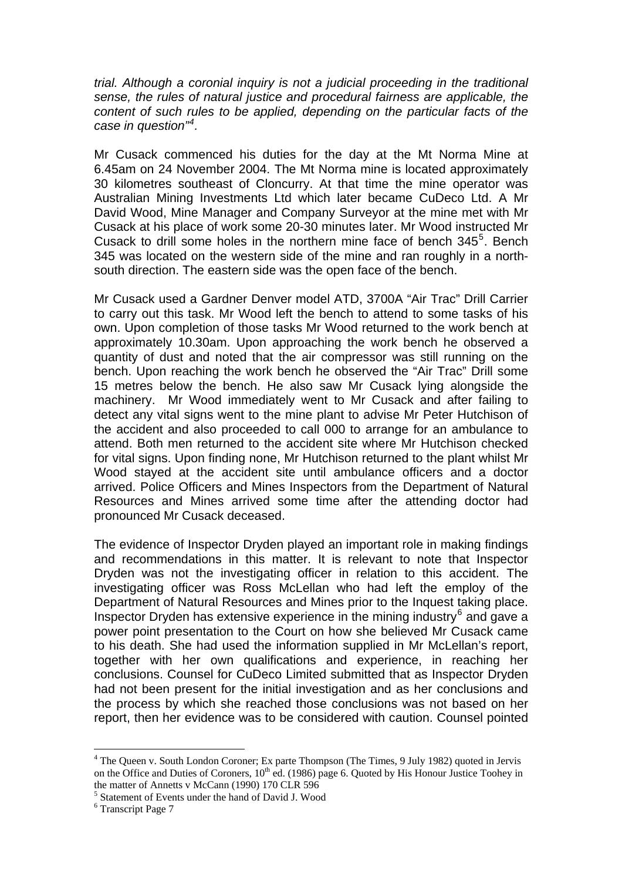*trial. Although a coronial inquiry is not a judicial proceeding in the traditional sense, the rules of natural justice and procedural fairness are applicable, the content of such rules to be applied, depending on the particular facts of the case in question"*[4].

Mr Cusack commenced his duties for the day at the Mt Norma Mine at 6.45am on 24 November 2004. The Mt Norma mine is located approximately 30 kilometres southeast of Cloncurry. At that time the mine operator was Australian Mining Investments Ltd which later became CuDeco Ltd. A Mr David Wood, Mine Manager and Company Surveyor at the mine met with Mr Cusack at his place of work some 20-30 minutes later. Mr Wood instructed Mr Cusack to drill some holes in the northern mine face of bench 345[5]. Bench 345 was located on the western side of the mine and ran roughly in a north-south direction. The eastern side was the open face of the bench.

Mr Cusack used a Gardner Denver model ATD, 3700A "Air Trac" Drill Carrier to carry out this task. Mr Wood left the bench to attend to some tasks of his own. Upon completion of those tasks Mr Wood returned to the work bench at approximately 10.30am. Upon approaching the work bench he observed a quantity of dust and noted that the air compressor was still running on the bench. Upon reaching the work bench he observed the "Air Trac" Drill some 15 metres below the bench. He also saw Mr Cusack lying alongside the machinery. Mr Wood immediately went to Mr Cusack and after failing to detect any vital signs went to the mine plant to advise Mr Peter Hutchison of the accident and also proceeded to call 000 to arrange for an ambulance to attend. Both men returned to the accident site where Mr Hutchison checked for vital signs. Upon finding none, Mr Hutchison returned to the plant whilst Mr Wood stayed at the accident site until ambulance officers and a doctor arrived. Police Officers and Mines Inspectors from the Department of Natural Resources and Mines arrived some time after the attending doctor had pronounced Mr Cusack deceased.

The evidence of Inspector Dryden played an important role in making findings and recommendations in this matter. It is relevant to note that Inspector Dryden was not the investigating officer in relation to this accident. The investigating officer was Ross McLellan who had left the employ of the Department of Natural Resources and Mines prior to the Inquest taking place. Inspector Dryden has extensive experience in the mining industry[6] and gave a power point presentation to the Court on how she believed Mr Cusack came to his death. She had used the information supplied in Mr McLellan's report, together with her own qualifications and experience, in reaching her conclusions. Counsel for CuDeco Limited submitted that as Inspector Dryden had not been present for the initial investigation and as her conclusions and the process by which she reached those conclusions was not based on her report, then her evidence was to be considered with caution. Counsel pointed

---

[4] The Queen v. South London Coroner; Ex parte Thompson (The Times, 9 July 1982) quoted in Jervis on the Office and Duties of Coroners, 10th ed. (1986) page 6. Quoted by His Honour Justice Toohey in the matter of Annetts v McCann (1990) 170 CLR 596

[5] Statement of Events under the hand of David J. Wood

[6] Transcript Page 7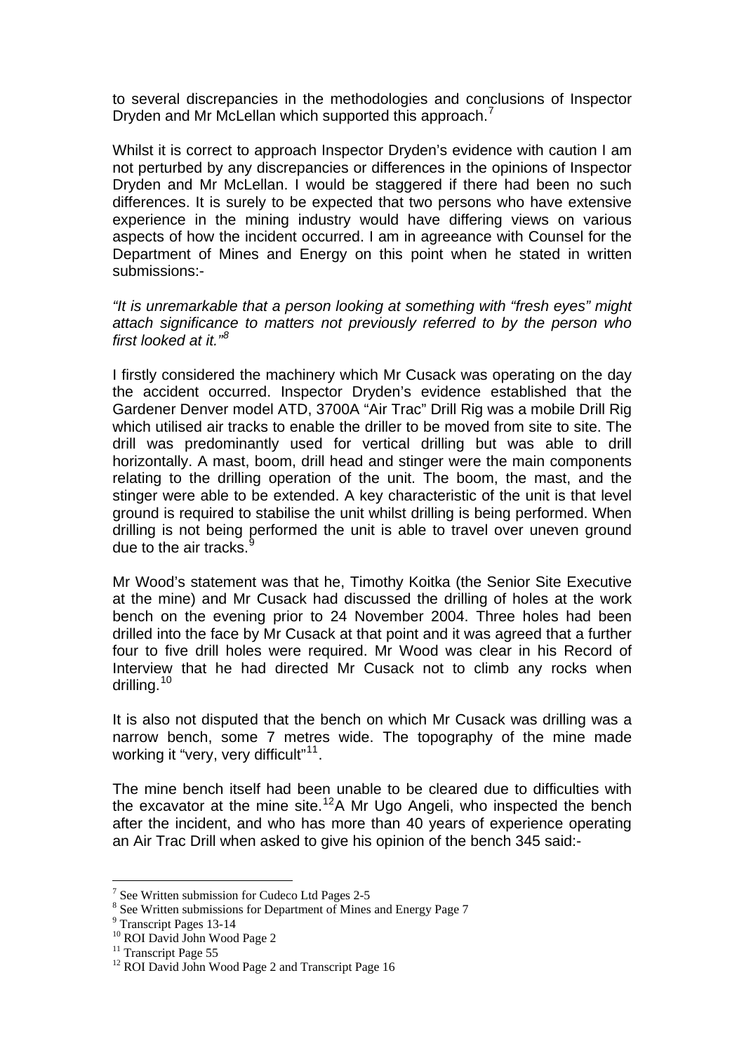to several discrepancies in the methodologies and conclusions of Inspector Dryden and Mr McLellan which supported this approach.[7]

Whilst it is correct to approach Inspector Dryden's evidence with caution I am not perturbed by any discrepancies or differences in the opinions of Inspector Dryden and Mr McLellan. I would be staggered if there had been no such differences. It is surely to be expected that two persons who have extensive experience in the mining industry would have differing views on various aspects of how the incident occurred. I am in agreeance with Counsel for the Department of Mines and Energy on this point when he stated in written submissions:-

*"It is unremarkable that a person looking at something with "fresh eyes" might attach significance to matters not previously referred to by the person who first looked at it."[8]*

I firstly considered the machinery which Mr Cusack was operating on the day the accident occurred. Inspector Dryden's evidence established that the Gardener Denver model ATD, 3700A "Air Trac" Drill Rig was a mobile Drill Rig which utilised air tracks to enable the driller to be moved from site to site. The drill was predominantly used for vertical drilling but was able to drill horizontally. A mast, boom, drill head and stinger were the main components relating to the drilling operation of the unit. The boom, the mast, and the stinger were able to be extended. A key characteristic of the unit is that level ground is required to stabilise the unit whilst drilling is being performed. When drilling is not being performed the unit is able to travel over uneven ground due to the air tracks.[9]

Mr Wood's statement was that he, Timothy Koitka (the Senior Site Executive at the mine) and Mr Cusack had discussed the drilling of holes at the work bench on the evening prior to 24 November 2004. Three holes had been drilled into the face by Mr Cusack at that point and it was agreed that a further four to five drill holes were required. Mr Wood was clear in his Record of Interview that he had directed Mr Cusack not to climb any rocks when drilling.[10]

It is also not disputed that the bench on which Mr Cusack was drilling was a narrow bench, some 7 metres wide. The topography of the mine made working it "very, very difficult"[11].

The mine bench itself had been unable to be cleared due to difficulties with the excavator at the mine site.[12] A Mr Ugo Angeli, who inspected the bench after the incident, and who has more than 40 years of experience operating an Air Trac Drill when asked to give his opinion of the bench 345 said:-

---

[7] See Written submission for Cudeco Ltd Pages 2-5

[8] See Written submissions for Department of Mines and Energy Page 7

[9] Transcript Pages 13-14

[10] ROI David John Wood Page 2

[11] Transcript Page 55

[12] ROI David John Wood Page 2 and Transcript Page 16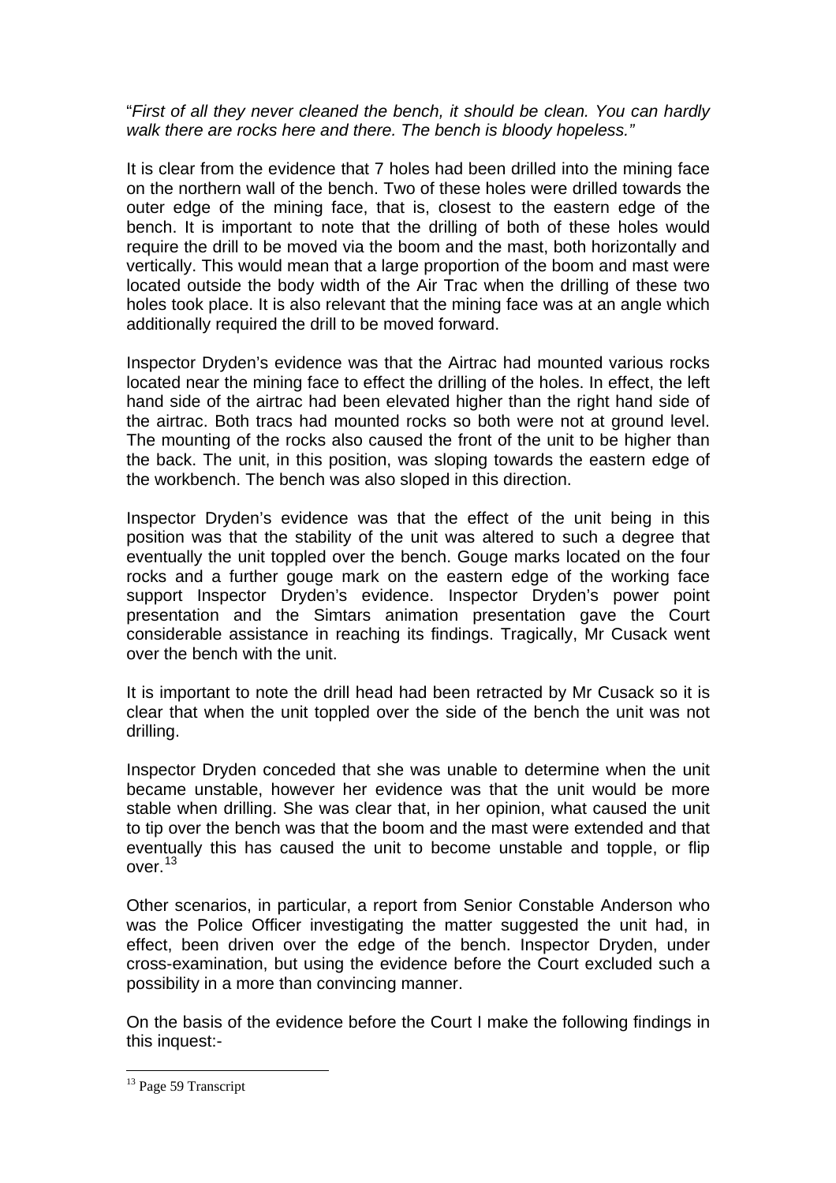"*First of all they never cleaned the bench, it should be clean. You can hardly walk there are rocks here and there. The bench is bloody hopeless.*"

It is clear from the evidence that 7 holes had been drilled into the mining face on the northern wall of the bench. Two of these holes were drilled towards the outer edge of the mining face, that is, closest to the eastern edge of the bench. It is important to note that the drilling of both of these holes would require the drill to be moved via the boom and the mast, both horizontally and vertically. This would mean that a large proportion of the boom and mast were located outside the body width of the Air Trac when the drilling of these two holes took place. It is also relevant that the mining face was at an angle which additionally required the drill to be moved forward.

Inspector Dryden's evidence was that the Airtrac had mounted various rocks located near the mining face to effect the drilling of the holes. In effect, the left hand side of the airtrac had been elevated higher than the right hand side of the airtrac. Both tracs had mounted rocks so both were not at ground level. The mounting of the rocks also caused the front of the unit to be higher than the back. The unit, in this position, was sloping towards the eastern edge of the workbench. The bench was also sloped in this direction.

Inspector Dryden's evidence was that the effect of the unit being in this position was that the stability of the unit was altered to such a degree that eventually the unit toppled over the bench. Gouge marks located on the four rocks and a further gouge mark on the eastern edge of the working face support Inspector Dryden's evidence. Inspector Dryden's power point presentation and the Simtars animation presentation gave the Court considerable assistance in reaching its findings. Tragically, Mr Cusack went over the bench with the unit.

It is important to note the drill head had been retracted by Mr Cusack so it is clear that when the unit toppled over the side of the bench the unit was not drilling.

Inspector Dryden conceded that she was unable to determine when the unit became unstable, however her evidence was that the unit would be more stable when drilling. She was clear that, in her opinion, what caused the unit to tip over the bench was that the boom and the mast were extended and that eventually this has caused the unit to become unstable and topple, or flip over.[13]

Other scenarios, in particular, a report from Senior Constable Anderson who was the Police Officer investigating the matter suggested the unit had, in effect, been driven over the edge of the bench. Inspector Dryden, under cross-examination, but using the evidence before the Court excluded such a possibility in a more than convincing manner.

On the basis of the evidence before the Court I make the following findings in this inquest:-

[13] Page 59 Transcript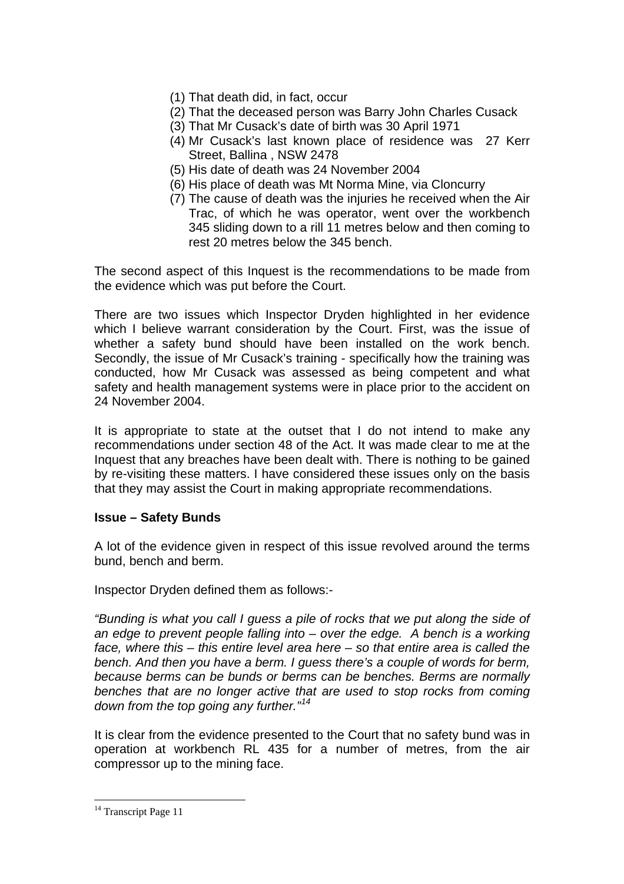(1) That death did, in fact, occur
(2) That the deceased person was Barry John Charles Cusack
(3) That Mr Cusack's date of birth was 30 April 1971
(4) Mr Cusack's last known place of residence was 27 Kerr Street, Ballina , NSW 2478
(5) His date of death was 24 November 2004
(6) His place of death was Mt Norma Mine, via Cloncurry
(7) The cause of death was the injuries he received when the Air Trac, of which he was operator, went over the workbench 345 sliding down to a rill 11 metres below and then coming to rest 20 metres below the 345 bench.

The second aspect of this Inquest is the recommendations to be made from the evidence which was put before the Court.

There are two issues which Inspector Dryden highlighted in her evidence which I believe warrant consideration by the Court. First, was the issue of whether a safety bund should have been installed on the work bench. Secondly, the issue of Mr Cusack's training - specifically how the training was conducted, how Mr Cusack was assessed as being competent and what safety and health management systems were in place prior to the accident on 24 November 2004.

It is appropriate to state at the outset that I do not intend to make any recommendations under section 48 of the Act. It was made clear to me at the Inquest that any breaches have been dealt with. There is nothing to be gained by re-visiting these matters. I have considered these issues only on the basis that they may assist the Court in making appropriate recommendations.

**Issue – Safety Bunds**

A lot of the evidence given in respect of this issue revolved around the terms bund, bench and berm.

Inspector Dryden defined them as follows:-

*"Bunding is what you call I guess a pile of rocks that we put along the side of an edge to prevent people falling into – over the edge. A bench is a working face, where this – this entire level area here – so that entire area is called the bench. And then you have a berm. I guess there's a couple of words for berm, because berms can be bunds or berms can be benches. Berms are normally benches that are no longer active that are used to stop rocks from coming down from the top going any further."*[14]

It is clear from the evidence presented to the Court that no safety bund was in operation at workbench RL 435 for a number of metres, from the air compressor up to the mining face.

[14] Transcript Page 11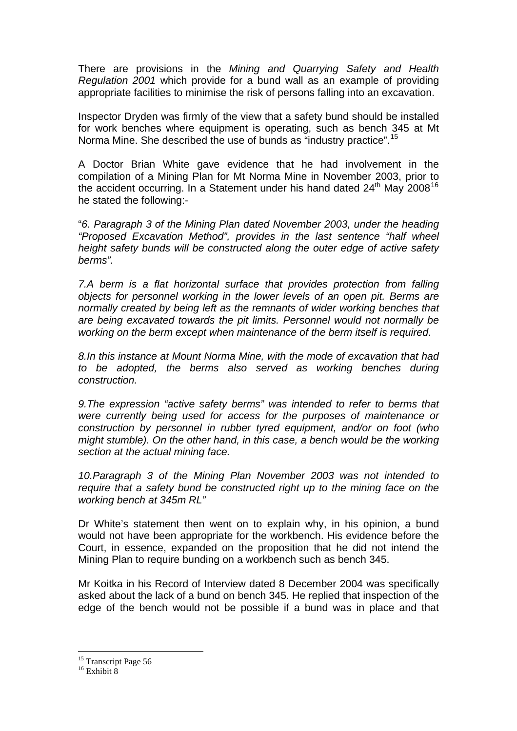There are provisions in the *Mining and Quarrying Safety and Health Regulation 2001* which provide for a bund wall as an example of providing appropriate facilities to minimise the risk of persons falling into an excavation.

Inspector Dryden was firmly of the view that a safety bund should be installed for work benches where equipment is operating, such as bench 345 at Mt Norma Mine. She described the use of bunds as "industry practice".[15]

A Doctor Brian White gave evidence that he had involvement in the compilation of a Mining Plan for Mt Norma Mine in November 2003, prior to the accident occurring. In a Statement under his hand dated 24th May 2008[16] he stated the following:-

"*6. Paragraph 3 of the Mining Plan dated November 2003, under the heading "Proposed Excavation Method", provides in the last sentence "half wheel height safety bunds will be constructed along the outer edge of active safety berms".*

*7.A berm is a flat horizontal surface that provides protection from falling objects for personnel working in the lower levels of an open pit. Berms are normally created by being left as the remnants of wider working benches that are being excavated towards the pit limits. Personnel would not normally be working on the berm except when maintenance of the berm itself is required.*

*8.In this instance at Mount Norma Mine, with the mode of excavation that had to be adopted, the berms also served as working benches during construction.*

*9.The expression "active safety berms" was intended to refer to berms that were currently being used for access for the purposes of maintenance or construction by personnel in rubber tyred equipment, and/or on foot (who might stumble). On the other hand, in this case, a bench would be the working section at the actual mining face.*

*10.Paragraph 3 of the Mining Plan November 2003 was not intended to require that a safety bund be constructed right up to the mining face on the working bench at 345m RL"*

Dr White's statement then went on to explain why, in his opinion, a bund would not have been appropriate for the workbench. His evidence before the Court, in essence, expanded on the proposition that he did not intend the Mining Plan to require bunding on a workbench such as bench 345.

Mr Koitka in his Record of Interview dated 8 December 2004 was specifically asked about the lack of a bund on bench 345. He replied that inspection of the edge of the bench would not be possible if a bund was in place and that

---

[15] Transcript Page 56

[16] Exhibit 8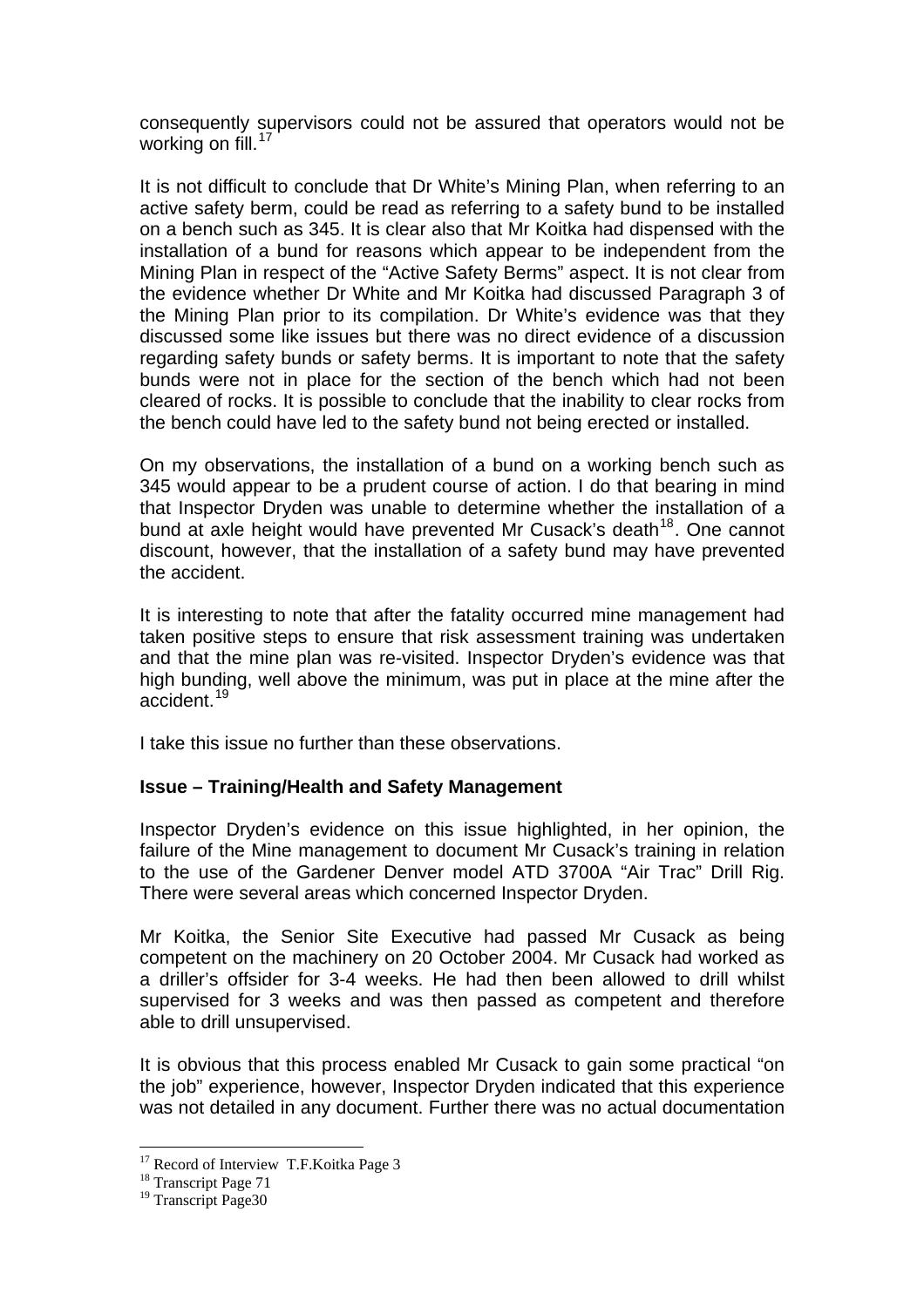consequently supervisors could not be assured that operators would not be working on fill.[17]

It is not difficult to conclude that Dr White's Mining Plan, when referring to an active safety berm, could be read as referring to a safety bund to be installed on a bench such as 345. It is clear also that Mr Koitka had dispensed with the installation of a bund for reasons which appear to be independent from the Mining Plan in respect of the "Active Safety Berms" aspect. It is not clear from the evidence whether Dr White and Mr Koitka had discussed Paragraph 3 of the Mining Plan prior to its compilation. Dr White's evidence was that they discussed some like issues but there was no direct evidence of a discussion regarding safety bunds or safety berms. It is important to note that the safety bunds were not in place for the section of the bench which had not been cleared of rocks. It is possible to conclude that the inability to clear rocks from the bench could have led to the safety bund not being erected or installed.

On my observations, the installation of a bund on a working bench such as 345 would appear to be a prudent course of action. I do that bearing in mind that Inspector Dryden was unable to determine whether the installation of a bund at axle height would have prevented Mr Cusack's death[18]. One cannot discount, however, that the installation of a safety bund may have prevented the accident.

It is interesting to note that after the fatality occurred mine management had taken positive steps to ensure that risk assessment training was undertaken and that the mine plan was re-visited. Inspector Dryden's evidence was that high bunding, well above the minimum, was put in place at the mine after the accident.[19]

I take this issue no further than these observations.

**Issue – Training/Health and Safety Management**

Inspector Dryden's evidence on this issue highlighted, in her opinion, the failure of the Mine management to document Mr Cusack's training in relation to the use of the Gardener Denver model ATD 3700A "Air Trac" Drill Rig. There were several areas which concerned Inspector Dryden.

Mr Koitka, the Senior Site Executive had passed Mr Cusack as being competent on the machinery on 20 October 2004. Mr Cusack had worked as a driller's offsider for 3-4 weeks. He had then been allowed to drill whilst supervised for 3 weeks and was then passed as competent and therefore able to drill unsupervised.

It is obvious that this process enabled Mr Cusack to gain some practical "on the job" experience, however, Inspector Dryden indicated that this experience was not detailed in any document. Further there was no actual documentation

[17] Record of Interview T.F.Koitka Page 3

[18] Transcript Page 71

[19] Transcript Page30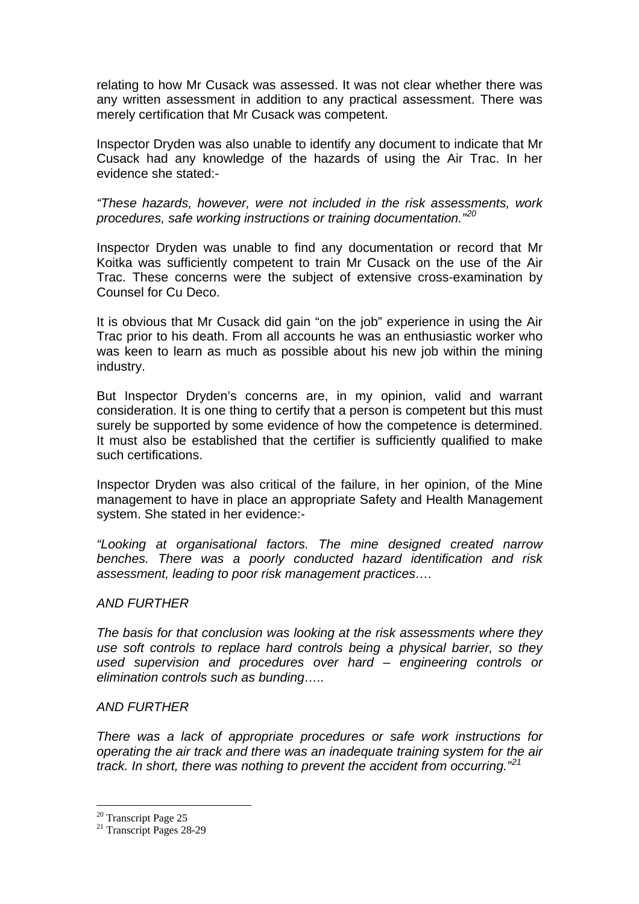relating to how Mr Cusack was assessed. It was not clear whether there was any written assessment in addition to any practical assessment. There was merely certification that Mr Cusack was competent.

Inspector Dryden was also unable to identify any document to indicate that Mr Cusack had any knowledge of the hazards of using the Air Trac. In her evidence she stated:-

*"These hazards, however, were not included in the risk assessments, work procedures, safe working instructions or training documentation."*[20]

Inspector Dryden was unable to find any documentation or record that Mr Koitka was sufficiently competent to train Mr Cusack on the use of the Air Trac. These concerns were the subject of extensive cross-examination by Counsel for Cu Deco.

It is obvious that Mr Cusack did gain "on the job" experience in using the Air Trac prior to his death. From all accounts he was an enthusiastic worker who was keen to learn as much as possible about his new job within the mining industry.

But Inspector Dryden's concerns are, in my opinion, valid and warrant consideration. It is one thing to certify that a person is competent but this must surely be supported by some evidence of how the competence is determined. It must also be established that the certifier is sufficiently qualified to make such certifications.

Inspector Dryden was also critical of the failure, in her opinion, of the Mine management to have in place an appropriate Safety and Health Management system. She stated in her evidence:-

*"Looking at organisational factors. The mine designed created narrow benches. There was a poorly conducted hazard identification and risk assessment, leading to poor risk management practices….*

*AND FURTHER*

*The basis for that conclusion was looking at the risk assessments where they use soft controls to replace hard controls being a physical barrier, so they used supervision and procedures over hard – engineering controls or elimination controls such as bunding…..*

*AND FURTHER*

*There was a lack of appropriate procedures or safe work instructions for operating the air track and there was an inadequate training system for the air track. In short, there was nothing to prevent the accident from occurring."*[21]

---

[20] Transcript Page 25

[21] Transcript Pages 28-29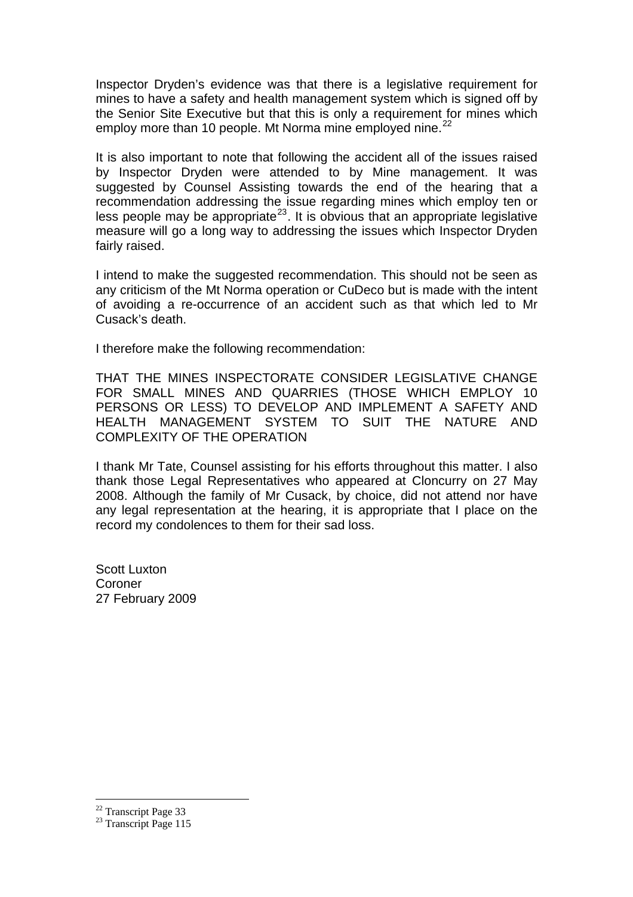Inspector Dryden's evidence was that there is a legislative requirement for mines to have a safety and health management system which is signed off by the Senior Site Executive but that this is only a requirement for mines which employ more than 10 people. Mt Norma mine employed nine.[22]

It is also important to note that following the accident all of the issues raised by Inspector Dryden were attended to by Mine management. It was suggested by Counsel Assisting towards the end of the hearing that a recommendation addressing the issue regarding mines which employ ten or less people may be appropriate[23]. It is obvious that an appropriate legislative measure will go a long way to addressing the issues which Inspector Dryden fairly raised.

I intend to make the suggested recommendation. This should not be seen as any criticism of the Mt Norma operation or CuDeco but is made with the intent of avoiding a re-occurrence of an accident such as that which led to Mr Cusack's death.

I therefore make the following recommendation:

THAT THE MINES INSPECTORATE CONSIDER LEGISLATIVE CHANGE FOR SMALL MINES AND QUARRIES (THOSE WHICH EMPLOY 10 PERSONS OR LESS) TO DEVELOP AND IMPLEMENT A SAFETY AND HEALTH MANAGEMENT SYSTEM TO SUIT THE NATURE AND COMPLEXITY OF THE OPERATION

I thank Mr Tate, Counsel assisting for his efforts throughout this matter. I also thank those Legal Representatives who appeared at Cloncurry on 27 May 2008. Although the family of Mr Cusack, by choice, did not attend nor have any legal representation at the hearing, it is appropriate that I place on the record my condolences to them for their sad loss.

Scott Luxton  
Coroner  
27 February 2009

---

[22] Transcript Page 33

[23] Transcript Page 115